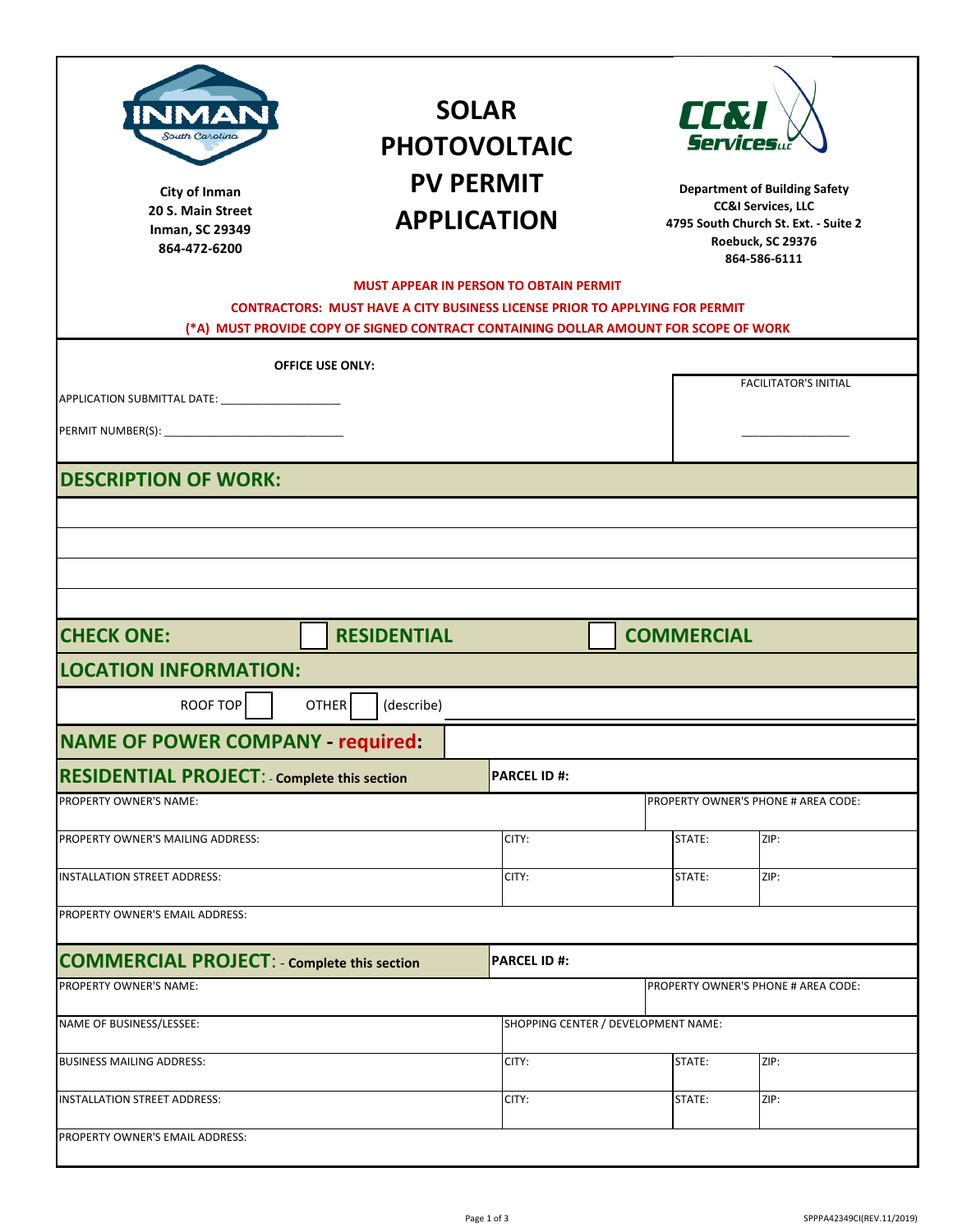City of Inman
20 S. Main Street
Inman, SC 29349
864-472-6200

# SOLAR PHOTOVOLTAIC PV PERMIT APPLICATION

Department of Building Safety
CC&I Services, LLC
4795 South Church St. Ext. - Suite 2
Roebuck, SC 29376
864-586-6111

**MUST APPEAR IN PERSON TO OBTAIN PERMIT**

**CONTRACTORS: MUST HAVE A CITY BUSINESS LICENSE PRIOR TO APPLYING FOR PERMIT**

**(*A) MUST PROVIDE COPY OF SIGNED CONTRACT CONTAINING DOLLAR AMOUNT FOR SCOPE OF WORK**

**OFFICE USE ONLY:**

APPLICATION SUBMITTAL DATE: ___________________

PERMIT NUMBER(S): ____________________________

FACILITATOR'S INITIAL

_________________

## DESCRIPTION OF WORK:

| |
|---|
| |
| |
| |
| |

## CHECK ONE: ☐ RESIDENTIAL ☐ COMMERCIAL

## LOCATION INFORMATION:

ROOF TOP ☐ OTHER ☐ (describe) ______________________________

## NAME OF POWER COMPANY - required:

## RESIDENTIAL PROJECT: - Complete this section

| PARCEL ID #: | | | |
|---|---|---|---|
| PROPERTY OWNER'S NAME: | | PROPERTY OWNER'S PHONE # AREA CODE: | |
| PROPERTY OWNER'S MAILING ADDRESS: | CITY: | STATE: | ZIP: |
| INSTALLATION STREET ADDRESS: | CITY: | STATE: | ZIP: |
| PROPERTY OWNER'S EMAIL ADDRESS: | | | |

## COMMERCIAL PROJECT: - Complete this section

| PARCEL ID #: | | | |
|---|---|---|---|
| PROPERTY OWNER'S NAME: | | PROPERTY OWNER'S PHONE # AREA CODE: | |
| NAME OF BUSINESS/LESSEE: | SHOPPING CENTER / DEVELOPMENT NAME: | | |
| BUSINESS MAILING ADDRESS: | CITY: | STATE: | ZIP: |
| INSTALLATION STREET ADDRESS: | CITY: | STATE: | ZIP: |
| PROPERTY OWNER'S EMAIL ADDRESS: | | | |

SPPPA42349CI(REV.11/2019)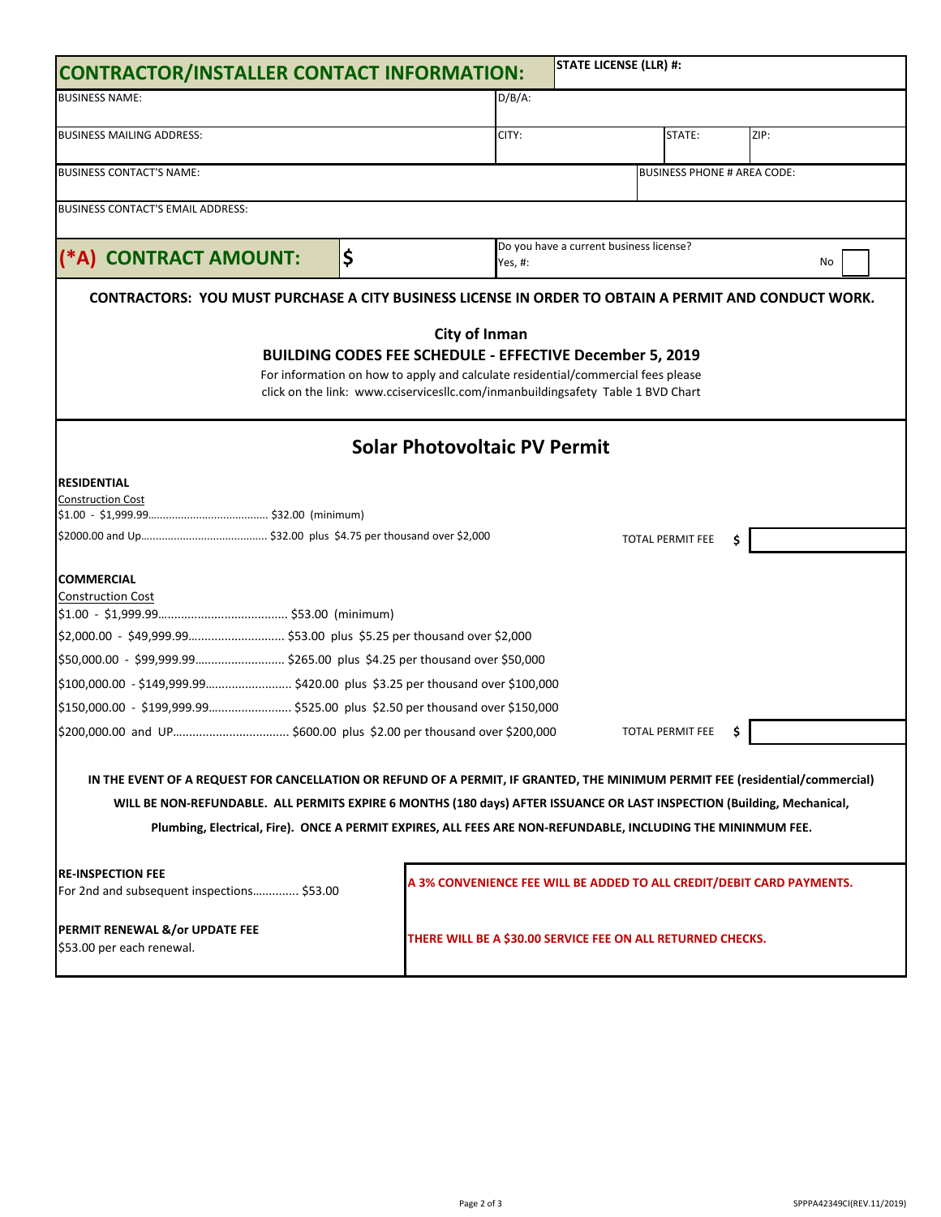## CONTRACTOR/INSTALLER CONTACT INFORMATION:

| | | | |
|---|---|---|---|
| STATE LICENSE (LLR) #: | | | |
| BUSINESS NAME: | D/B/A: | | |
| BUSINESS MAILING ADDRESS: | CITY: | STATE: | ZIP: |
| BUSINESS CONTACT'S NAME: | | BUSINESS PHONE # AREA CODE: | |
| BUSINESS CONTACT'S EMAIL ADDRESS: | | | |

**(*A) CONTRACT AMOUNT:** $

Do you have a current business license?
Yes, #: No ☐

**CONTRACTORS: YOU MUST PURCHASE A CITY BUSINESS LICENSE IN ORDER TO OBTAIN A PERMIT AND CONDUCT WORK.**

**City of Inman**

**BUILDING CODES FEE SCHEDULE - EFFECTIVE December 5, 2019**

For information on how to apply and calculate residential/commercial fees please click on the link: www.cciservicesllc.com/inmanbuildingsafety Table 1 BVD Chart

## Solar Photovoltaic PV Permit

**RESIDENTIAL**

Construction Cost

$1.00 - $1,999.99....................................... $32.00 (minimum)

$2000.00 and Up......................................... $32.00 plus $4.75 per thousand over $2,000

TOTAL PERMIT FEE $

**COMMERCIAL**

Construction Cost

$1.00 - $1,999.99...................................... $53.00 (minimum)

$2,000.00 - $49,999.99............................ $53.00 plus $5.25 per thousand over $2,000

$50,000.00 - $99,999.99.......................... $265.00 plus $4.25 per thousand over $50,000

$100,000.00 - $149,999.99......................... $420.00 plus $3.25 per thousand over $100,000

$150,000.00 - $199,999.99........................ $525.00 plus $2.50 per thousand over $150,000

$200,000.00 and UP.................................. $600.00 plus $2.00 per thousand over $200,000

TOTAL PERMIT FEE $

**IN THE EVENT OF A REQUEST FOR CANCELLATION OR REFUND OF A PERMIT, IF GRANTED, THE MINIMUM PERMIT FEE (residential/commercial) WILL BE NON-REFUNDABLE. ALL PERMITS EXPIRE 6 MONTHS (180 days) AFTER ISSUANCE OR LAST INSPECTION (Building, Mechanical, Plumbing, Electrical, Fire). ONCE A PERMIT EXPIRES, ALL FEES ARE NON-REFUNDABLE, INCLUDING THE MININMUM FEE.**

**RE-INSPECTION FEE**

For 2nd and subsequent inspections.............. $53.00

**PERMIT RENEWAL &/or UPDATE FEE**

$53.00 per each renewal.

**A 3% CONVENIENCE FEE WILL BE ADDED TO ALL CREDIT/DEBIT CARD PAYMENTS.**

**THERE WILL BE A $30.00 SERVICE FEE ON ALL RETURNED CHECKS.**

SPPPA42349CI(REV.11/2019)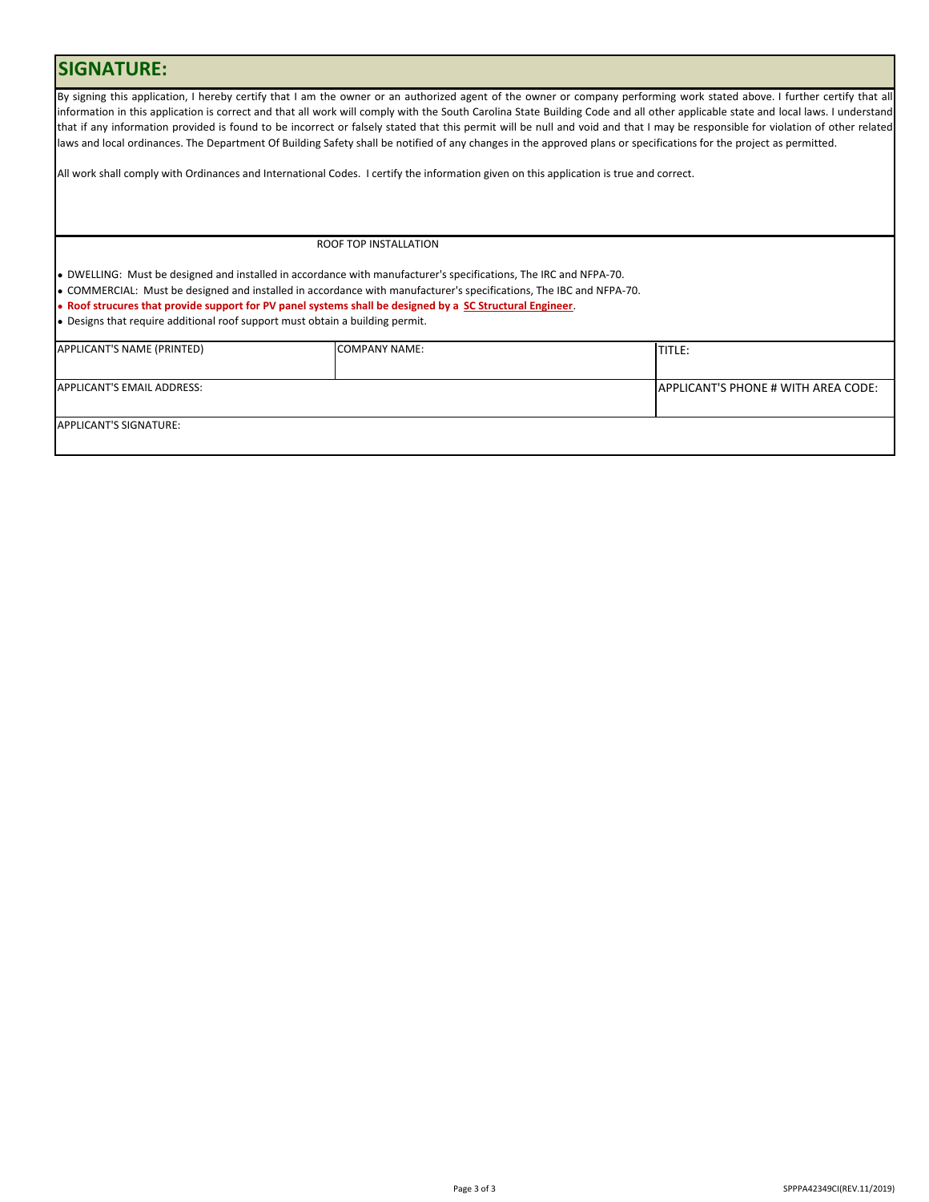## SIGNATURE:

By signing this application, I hereby certify that I am the owner or an authorized agent of the owner or company performing work stated above. I further certify that all information in this application is correct and that all work will comply with the South Carolina State Building Code and all other applicable state and local laws. I understand that if any information provided is found to be incorrect or falsely stated that this permit will be null and void and that I may be responsible for violation of other related laws and local ordinances. The Department Of Building Safety shall be notified of any changes in the approved plans or specifications for the project as permitted.

All work shall comply with Ordinances and International Codes. I certify the information given on this application is true and correct.

ROOF TOP INSTALLATION

- DWELLING: Must be designed and installed in accordance with manufacturer's specifications, The IRC and NFPA-70.
- COMMERCIAL: Must be designed and installed in accordance with manufacturer's specifications, The IBC and NFPA-70.
- **Roof strucures that provide support for PV panel systems shall be designed by a SC Structural Engineer**.
- Designs that require additional roof support must obtain a building permit.

| | | |
|---|---|---|
| APPLICANT'S NAME (PRINTED) | COMPANY NAME: | TITLE: |
| APPLICANT'S EMAIL ADDRESS: | | APPLICANT'S PHONE # WITH AREA CODE: |
| APPLICANT'S SIGNATURE: | | |

SPPPA42349CI(REV.11/2019)